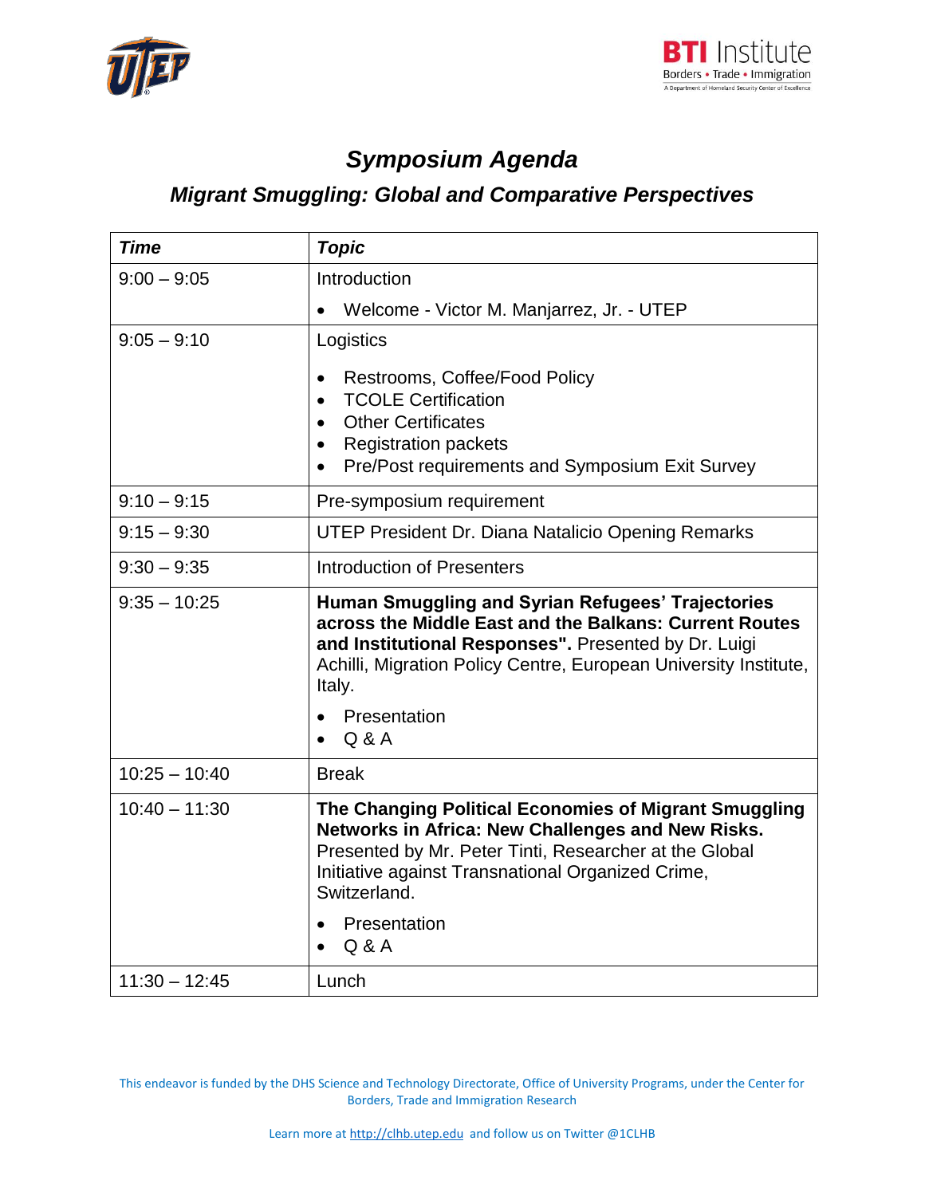# *Symposium Agenda*

## *Migrant Smuggling: Global and Comparative Perspectives*

| *Time* | *Topic* |
|---|---|
| 9:00 – 9:05 | Introduction<br>• Welcome - Victor M. Manjarrez, Jr. - UTEP |
| 9:05 – 9:10 | Logistics<br>• Restrooms, Coffee/Food Policy<br>• TCOLE Certification<br>• Other Certificates<br>• Registration packets<br>• Pre/Post requirements and Symposium Exit Survey |
| 9:10 – 9:15 | Pre-symposium requirement |
| 9:15 – 9:30 | UTEP President Dr. Diana Natalicio Opening Remarks |
| 9:30 – 9:35 | Introduction of Presenters |
| 9:35 – 10:25 | **Human Smuggling and Syrian Refugees' Trajectories across the Middle East and the Balkans: Current Routes and Institutional Responses".** Presented by Dr. Luigi Achilli, Migration Policy Centre, European University Institute, Italy.<br>• Presentation<br>• Q & A |
| 10:25 – 10:40 | Break |
| 10:40 – 11:30 | **The Changing Political Economies of Migrant Smuggling Networks in Africa: New Challenges and New Risks.** Presented by Mr. Peter Tinti, Researcher at the Global Initiative against Transnational Organized Crime, Switzerland.<br>• Presentation<br>• Q & A |
| 11:30 – 12:45 | Lunch |

This endeavor is funded by the DHS Science and Technology Directorate, Office of University Programs, under the Center for Borders, Trade and Immigration Research

Learn more at http://clhb.utep.edu and follow us on Twitter @1CLHB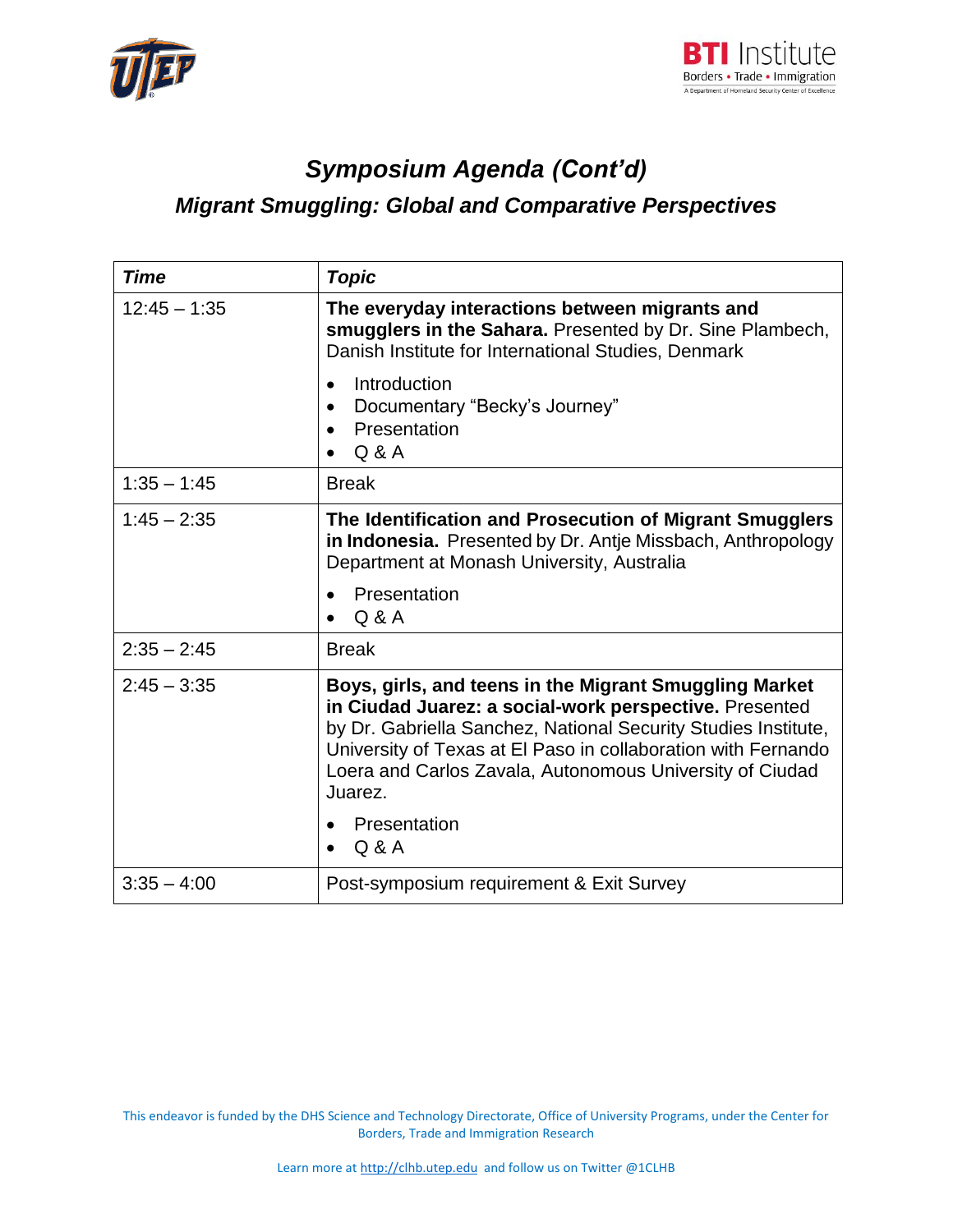## *Symposium Agenda (Cont'd)*

### *Migrant Smuggling: Global and Comparative Perspectives*

| *Time* | *Topic* |
|---|---|
| 12:45 – 1:35 | **The everyday interactions between migrants and smugglers in the Sahara.** Presented by Dr. Sine Plambech, Danish Institute for International Studies, Denmark<br>• Introduction<br>• Documentary "Becky's Journey"<br>• Presentation<br>• Q & A |
| 1:35 – 1:45 | Break |
| 1:45 – 2:35 | **The Identification and Prosecution of Migrant Smugglers in Indonesia.** Presented by Dr. Antje Missbach, Anthropology Department at Monash University, Australia<br>• Presentation<br>• Q & A |
| 2:35 – 2:45 | Break |
| 2:45 – 3:35 | **Boys, girls, and teens in the Migrant Smuggling Market in Ciudad Juarez: a social-work perspective.** Presented by Dr. Gabriella Sanchez, National Security Studies Institute, University of Texas at El Paso in collaboration with Fernando Loera and Carlos Zavala, Autonomous University of Ciudad Juarez.<br>• Presentation<br>• Q & A |
| 3:35 – 4:00 | Post-symposium requirement & Exit Survey |

This endeavor is funded by the DHS Science and Technology Directorate, Office of University Programs, under the Center for Borders, Trade and Immigration Research

Learn more at http://clhb.utep.edu and follow us on Twitter @1CLHB